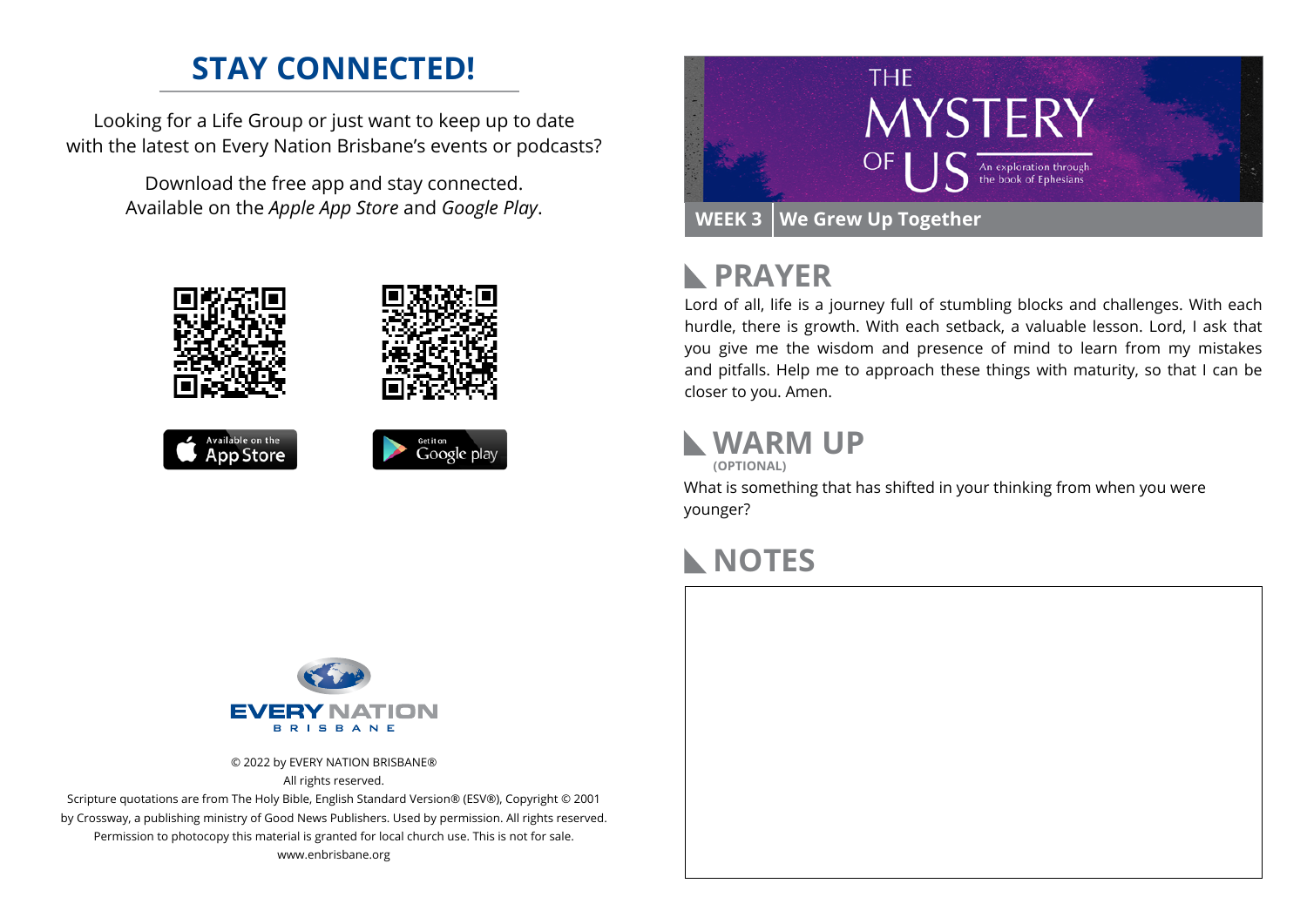## STAY CONNECTED!

Looking for a Life Group or just want to keep up to date with the latest on Every Nation Brisbane's events or podcasts?

Download the free app and stay connected. Available on the *Apple App Store* and *Google Play*.

Available on the App Store

Get it on Google play

EVERY NATION
BRISBANE

© 2022 by EVERY NATION BRISBANE®
All rights reserved.
Scripture quotations are from The Holy Bible, English Standard Version® (ESV®), Copyright © 2001 by Crossway, a publishing ministry of Good News Publishers. Used by permission. All rights reserved.
Permission to photocopy this material is granted for local church use. This is not for sale.
www.enbrisbane.org

# THE MYSTERY OF US

An exploration through the book of Ephesians

**WEEK 3** | **We Grew Up Together**

## PRAYER

Lord of all, life is a journey full of stumbling blocks and challenges. With each hurdle, there is growth. With each setback, a valuable lesson. Lord, I ask that you give me the wisdom and presence of mind to learn from my mistakes and pitfalls. Help me to approach these things with maturity, so that I can be closer to you. Amen.

## WARM UP

**(OPTIONAL)**

What is something that has shifted in your thinking from when you were younger?

## NOTES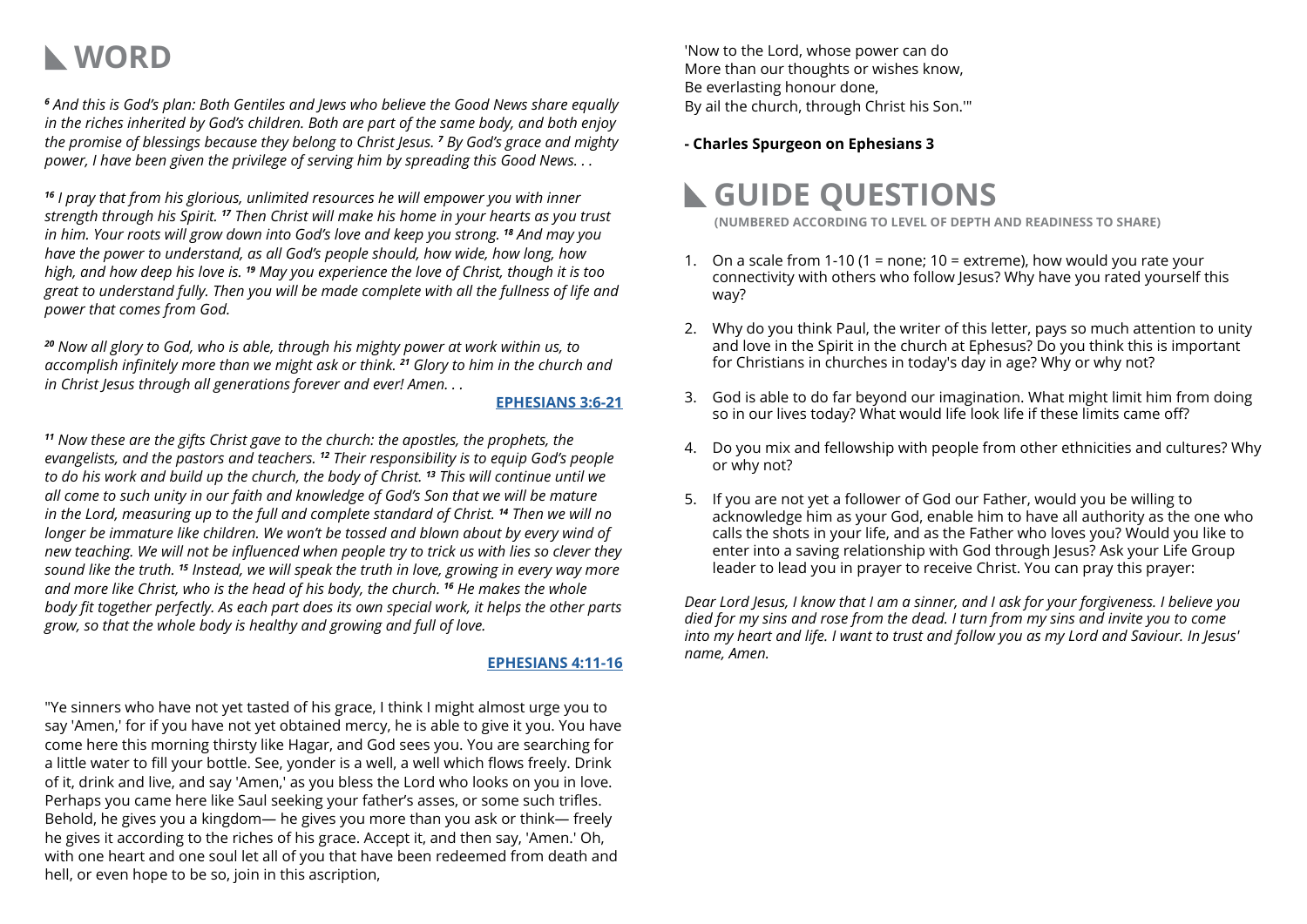# WORD

*[6] And this is God's plan: Both Gentiles and Jews who believe the Good News share equally in the riches inherited by God's children. Both are part of the same body, and both enjoy the promise of blessings because they belong to Christ Jesus. [7] By God's grace and mighty power, I have been given the privilege of serving him by spreading this Good News. . .*

*[16] I pray that from his glorious, unlimited resources he will empower you with inner strength through his Spirit. [17] Then Christ will make his home in your hearts as you trust in him. Your roots will grow down into God's love and keep you strong. [18] And may you have the power to understand, as all God's people should, how wide, how long, how high, and how deep his love is. [19] May you experience the love of Christ, though it is too great to understand fully. Then you will be made complete with all the fullness of life and power that comes from God.*

*[20] Now all glory to God, who is able, through his mighty power at work within us, to accomplish infinitely more than we might ask or think. [21] Glory to him in the church and in Christ Jesus through all generations forever and ever! Amen. . .*

**EPHESIANS 3:6-21**

*[11] Now these are the gifts Christ gave to the church: the apostles, the prophets, the evangelists, and the pastors and teachers. [12] Their responsibility is to equip God's people to do his work and build up the church, the body of Christ. [13] This will continue until we all come to such unity in our faith and knowledge of God's Son that we will be mature in the Lord, measuring up to the full and complete standard of Christ. [14] Then we will no longer be immature like children. We won't be tossed and blown about by every wind of new teaching. We will not be influenced when people try to trick us with lies so clever they sound like the truth. [15] Instead, we will speak the truth in love, growing in every way more and more like Christ, who is the head of his body, the church. [16] He makes the whole body fit together perfectly. As each part does its own special work, it helps the other parts grow, so that the whole body is healthy and growing and full of love.*

**EPHESIANS 4:11-16**

"Ye sinners who have not yet tasted of his grace, I think I might almost urge you to say 'Amen,' for if you have not yet obtained mercy, he is able to give it you. You have come here this morning thirsty like Hagar, and God sees you. You are searching for a little water to fill your bottle. See, yonder is a well, a well which flows freely. Drink of it, drink and live, and say 'Amen,' as you bless the Lord who looks on you in love. Perhaps you came here like Saul seeking your father's asses, or some such trifles. Behold, he gives you a kingdom— he gives you more than you ask or think— freely he gives it according to the riches of his grace. Accept it, and then say, 'Amen.' Oh, with one heart and one soul let all of you that have been redeemed from death and hell, or even hope to be so, join in this ascription,

'Now to the Lord, whose power can do
More than our thoughts or wishes know,
Be everlasting honour done,
By ail the church, through Christ his Son.'"

**- Charles Spurgeon on Ephesians 3**

# GUIDE QUESTIONS

**(NUMBERED ACCORDING TO LEVEL OF DEPTH AND READINESS TO SHARE)**

1. On a scale from 1-10 (1 = none; 10 = extreme), how would you rate your connectivity with others who follow Jesus? Why have you rated yourself this way?
2. Why do you think Paul, the writer of this letter, pays so much attention to unity and love in the Spirit in the church at Ephesus? Do you think this is important for Christians in churches in today's day in age? Why or why not?
3. God is able to do far beyond our imagination. What might limit him from doing so in our lives today? What would life look life if these limits came off?
4. Do you mix and fellowship with people from other ethnicities and cultures? Why or why not?
5. If you are not yet a follower of God our Father, would you be willing to acknowledge him as your God, enable him to have all authority as the one who calls the shots in your life, and as the Father who loves you? Would you like to enter into a saving relationship with God through Jesus? Ask your Life Group leader to lead you in prayer to receive Christ. You can pray this prayer:

*Dear Lord Jesus, I know that I am a sinner, and I ask for your forgiveness. I believe you died for my sins and rose from the dead. I turn from my sins and invite you to come into my heart and life. I want to trust and follow you as my Lord and Saviour. In Jesus' name, Amen.*